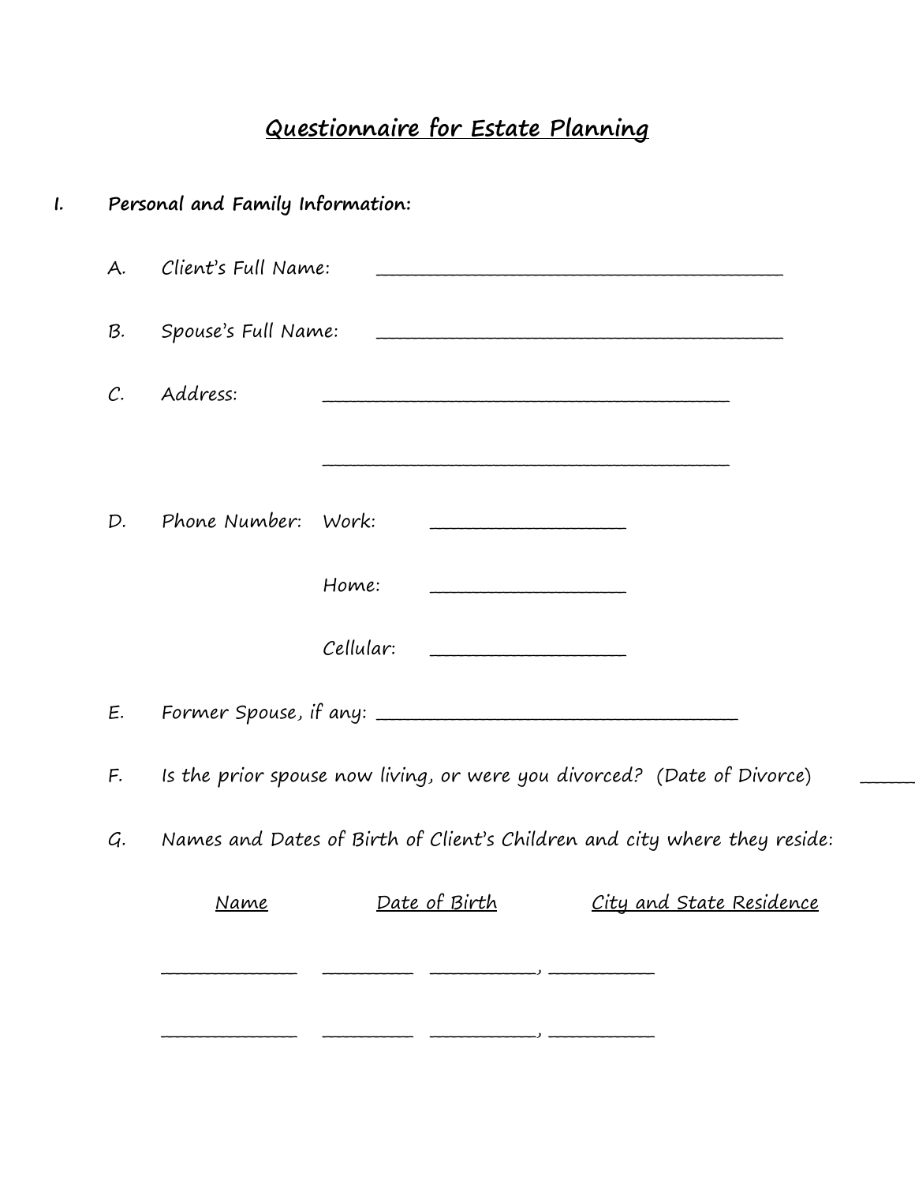# Questionnaire for Estate Planning

**I. Personal and Family Information:**

A. Client's Full Name: ____________________________________________

B. Spouse's Full Name: ____________________________________________

C. Address: ____________________________________________

____________________________________________

D. Phone Number: Work: ____________________

Home: ____________________

Cellular: ____________________

E. Former Spouse, if any: ________________________________________

F. Is the prior spouse now living, or were you divorced? (Date of Divorce) ______

G. Names and Dates of Birth of Client's Children and city where they reside:

| Name | Date of Birth | City and State Residence |
| --- | --- | --- |
| ______________ | _________ | ___________, ___________ |
| ______________ | _________ | ___________, ___________ |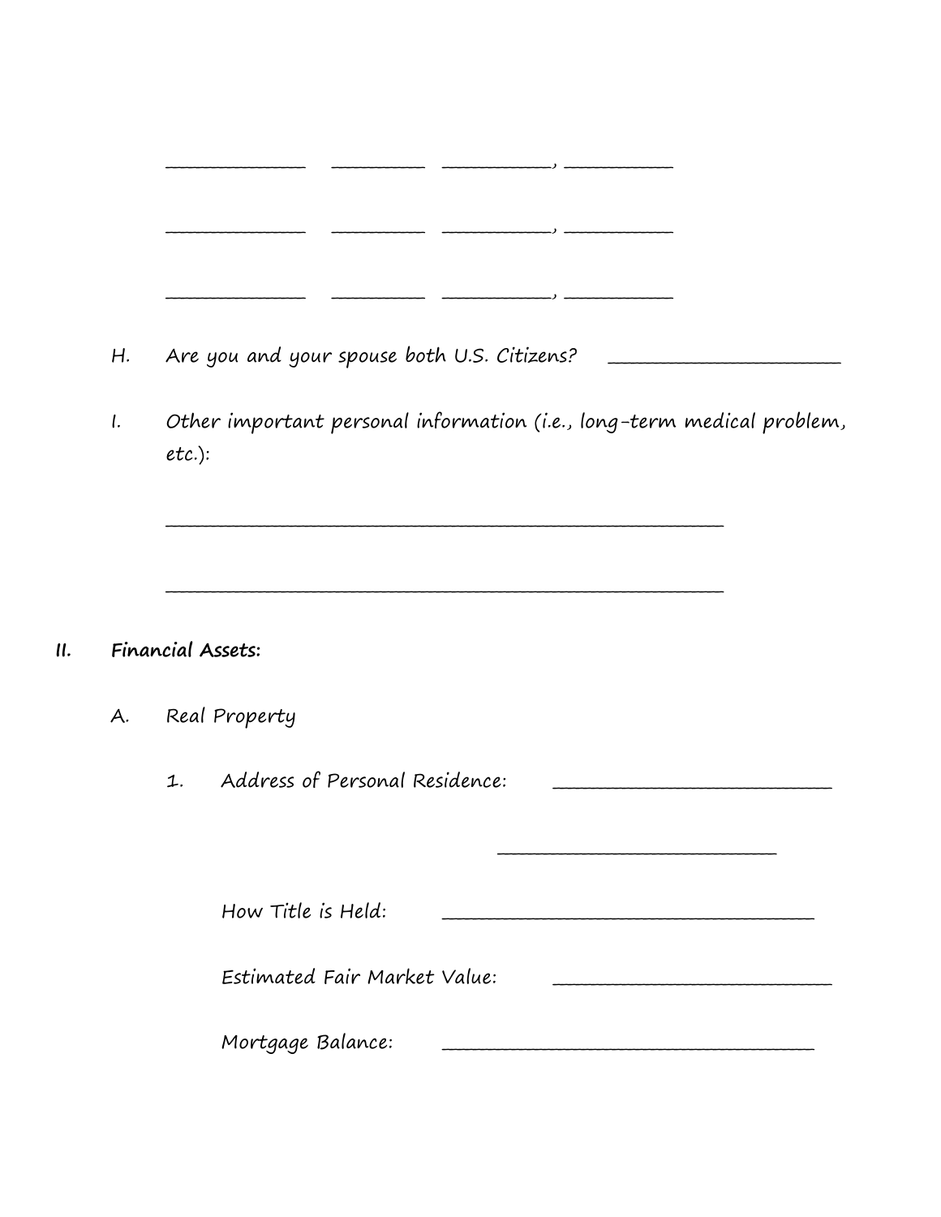______________ _________ __________, __________

______________ _________ __________, __________

______________ _________ __________, __________

H. Are you and your spouse both U.S. Citizens? ______________________

I. Other important personal information (i.e., long-term medical problem, etc.):

______________________________________________________

______________________________________________________

## II. Financial Assets:

A. Real Property

1. Address of Personal Residence: ___________________________

___________________________

How Title is Held: ____________________________________

Estimated Fair Market Value: ___________________________

Mortgage Balance: ____________________________________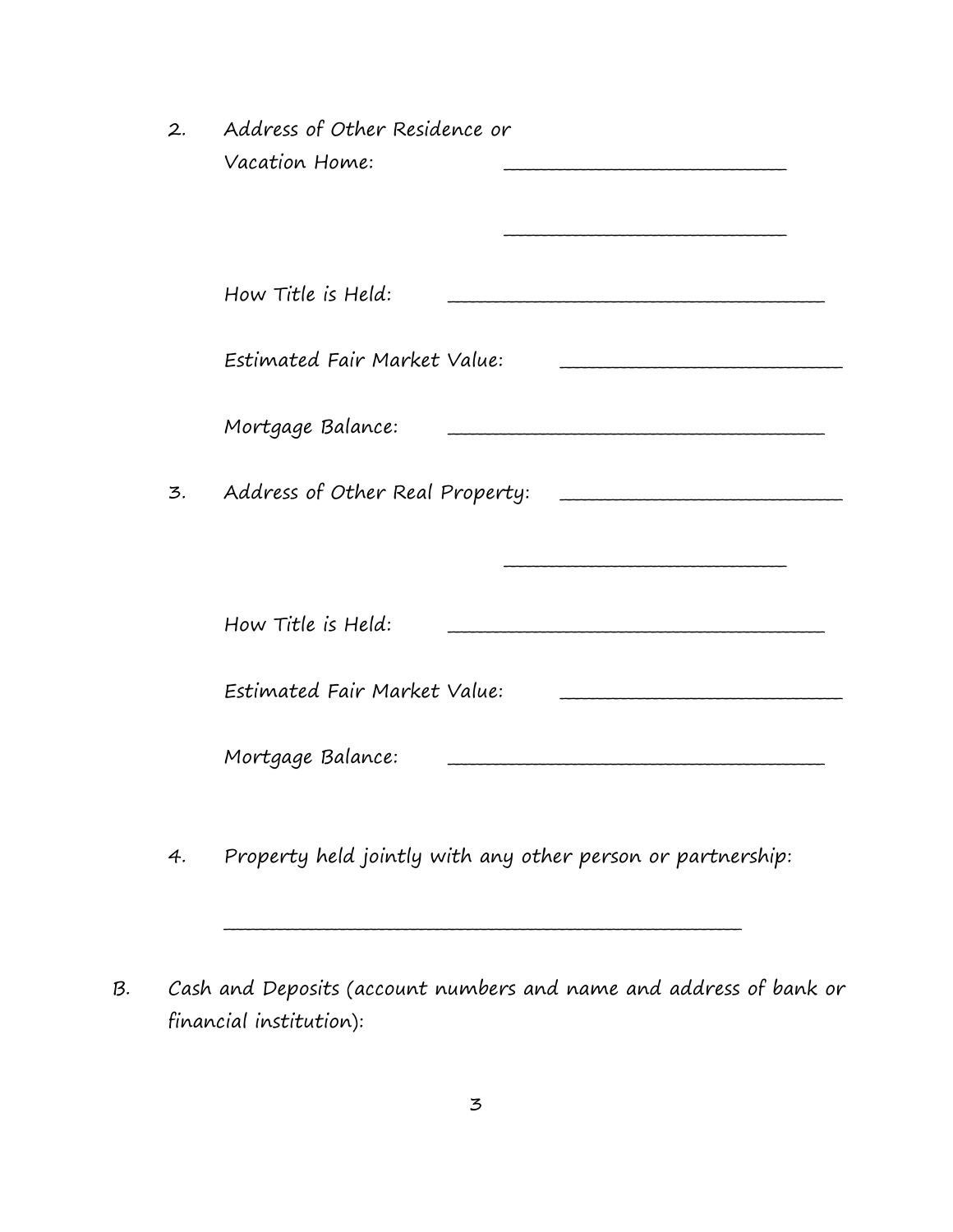2. Address of Other Residence or Vacation Home: ______________________________

______________________________

How Title is Held: ______________________________

Estimated Fair Market Value: ______________________________

Mortgage Balance: ______________________________

3. Address of Other Real Property: ______________________________

______________________________

How Title is Held: ______________________________

Estimated Fair Market Value: ______________________________

Mortgage Balance: ______________________________

4. Property held jointly with any other person or partnership:

______________________________________________

B. Cash and Deposits (account numbers and name and address of bank or financial institution):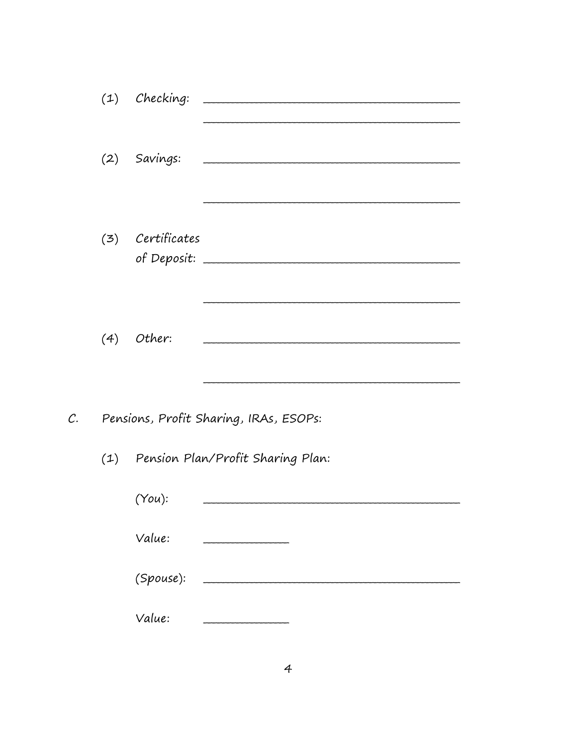(1) Checking: ______________________________________________

______________________________________________

(2) Savings: ______________________________________________

______________________________________________

(3) Certificates of Deposit: ______________________________________________

______________________________________________

(4) Other: ______________________________________________

______________________________________________

C. Pensions, Profit Sharing, IRAs, ESOPs:

(1) Pension Plan/Profit Sharing Plan:

(You): ______________________________________________

Value: _______________

(Spouse): ______________________________________________

Value: _______________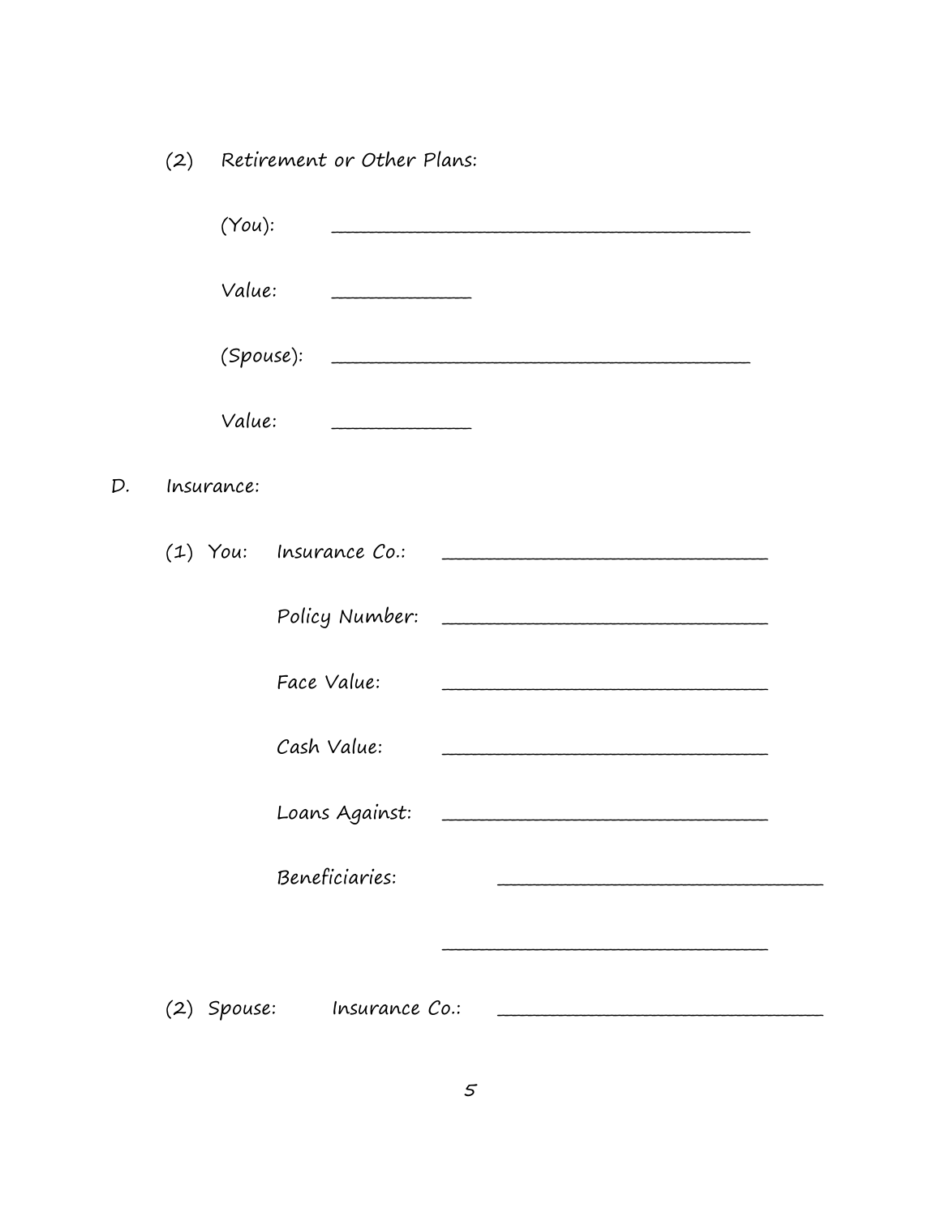(2) Retirement or Other Plans:

(You): ______________________________________

Value: ____________

(Spouse): ______________________________________

Value: ____________

D. Insurance:

(1) You: Insurance Co.: ______________________________

Policy Number: ______________________________

Face Value: ______________________________

Cash Value: ______________________________

Loans Against: ______________________________

Beneficiaries: ______________________________

______________________________

(2) Spouse: Insurance Co.: ______________________________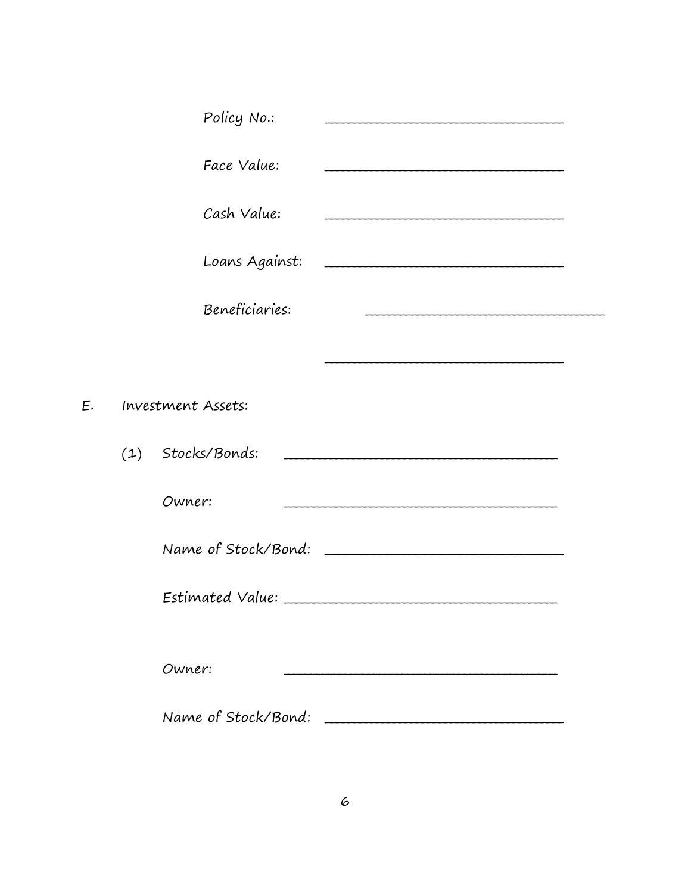Policy No.: ______________________________

Face Value: ______________________________

Cash Value: ______________________________

Loans Against: ______________________________

Beneficiaries: ______________________________

______________________________

E. Investment Assets:

(1) Stocks/Bonds: ______________________________

Owner: ______________________________

Name of Stock/Bond: ______________________________

Estimated Value: ______________________________

Owner: ______________________________

Name of Stock/Bond: ______________________________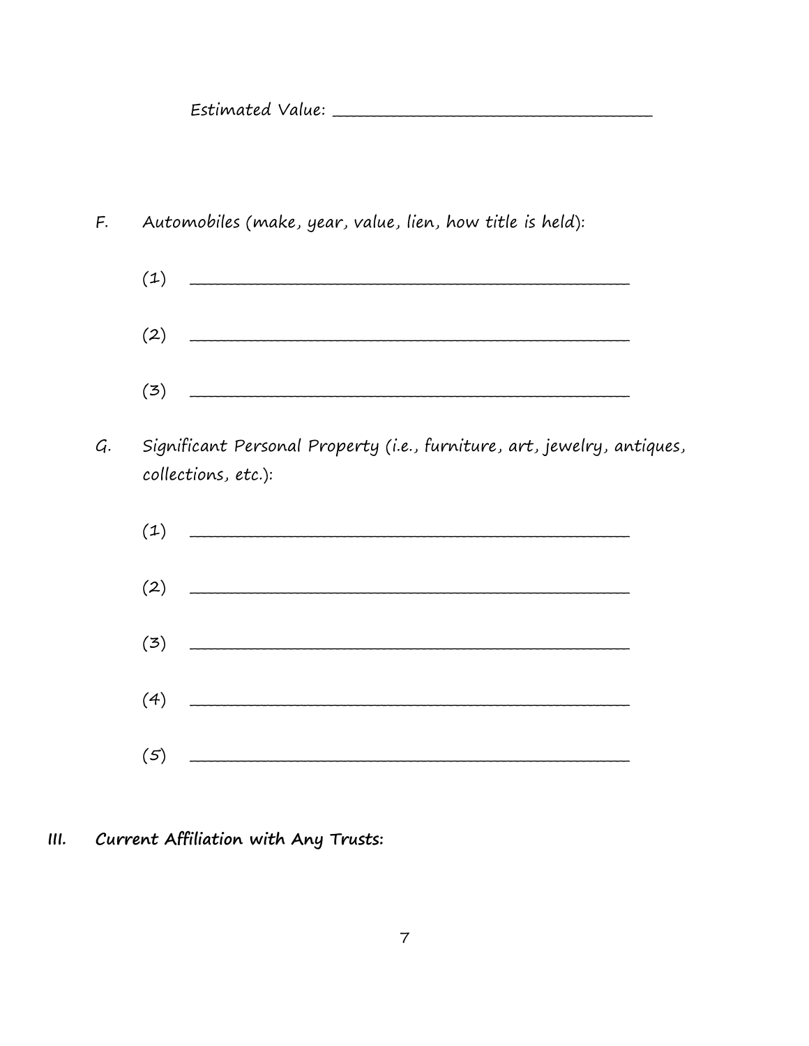Estimated Value: ___________________________________

F. Automobiles (make, year, value, lien, how title is held):

(1) ________________________________________________

(2) ________________________________________________

(3) ________________________________________________

G. Significant Personal Property (i.e., furniture, art, jewelry, antiques, collections, etc.):

(1) ________________________________________________

(2) ________________________________________________

(3) ________________________________________________

(4) ________________________________________________

(5) ________________________________________________

## III. Current Affiliation with Any Trusts: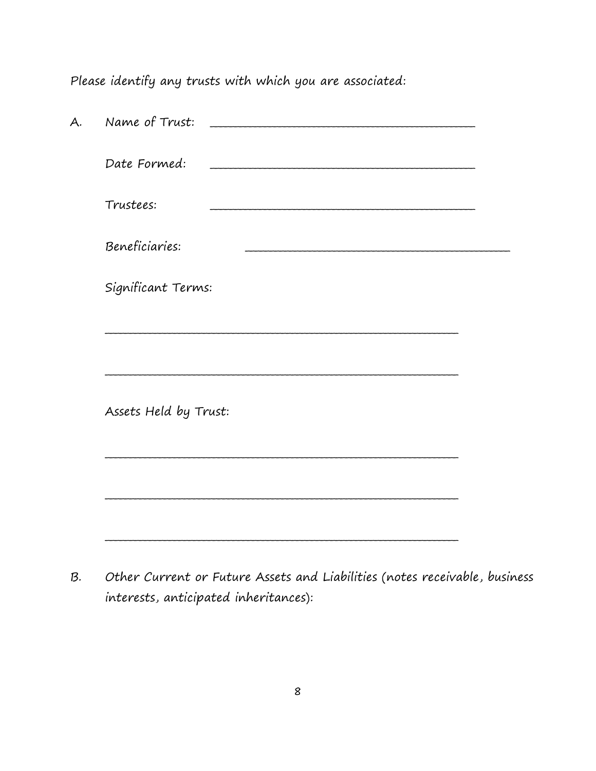Please identify any trusts with which you are associated:

A. Name of Trust: ________________________________________

Date Formed: ________________________________________

Trustees: ________________________________________

Beneficiaries: ________________________________________

Significant Terms:

____________________________________________________

____________________________________________________

Assets Held by Trust:

____________________________________________________

____________________________________________________

____________________________________________________

B. Other Current or Future Assets and Liabilities (notes receivable, business interests, anticipated inheritances):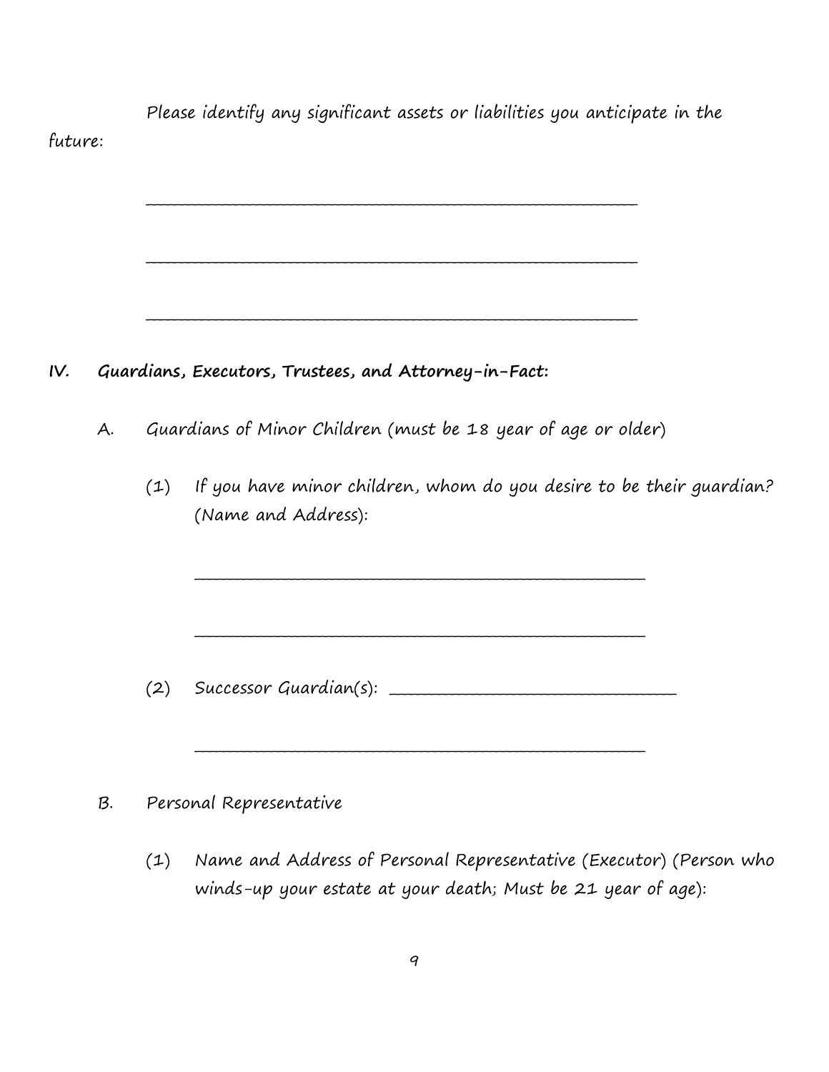Please identify any significant assets or liabilities you anticipate in the future:

_______________________________________________________

_______________________________________________________

_______________________________________________________

## IV. Guardians, Executors, Trustees, and Attorney-in-Fact:

A. Guardians of Minor Children (must be 18 year of age or older)

(1) If you have minor children, whom do you desire to be their guardian? (Name and Address):

_______________________________________________________

_______________________________________________________

(2) Successor Guardian(s): ______________________________

_______________________________________________________

B. Personal Representative

(1) Name and Address of Personal Representative (Executor) (Person who winds-up your estate at your death; Must be 21 year of age):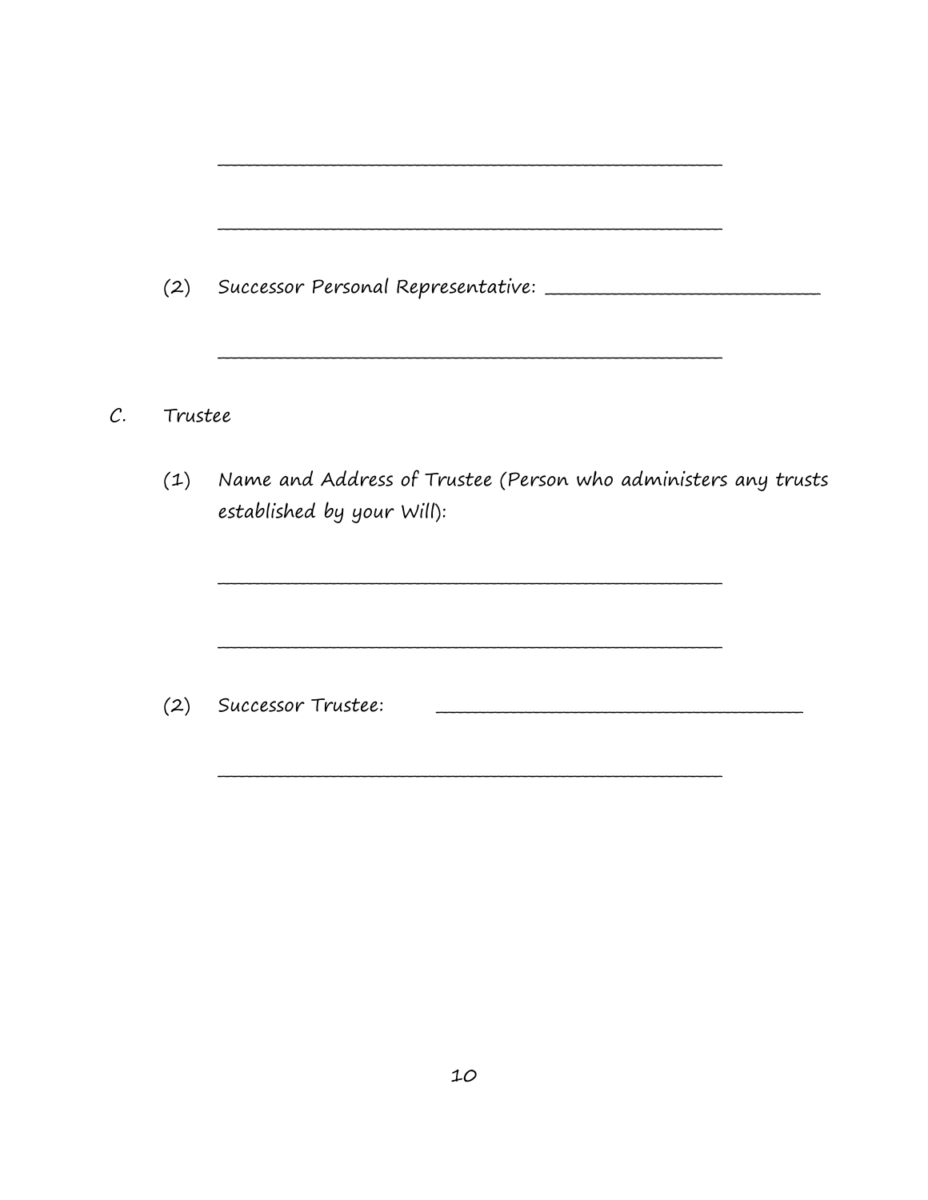_______________________________________________

_______________________________________________

(2) Successor Personal Representative: ____________________________

_______________________________________________

C. Trustee

(1) Name and Address of Trustee (Person who administers any trusts established by your Will):

_______________________________________________

_______________________________________________

(2) Successor Trustee: ______________________________

_______________________________________________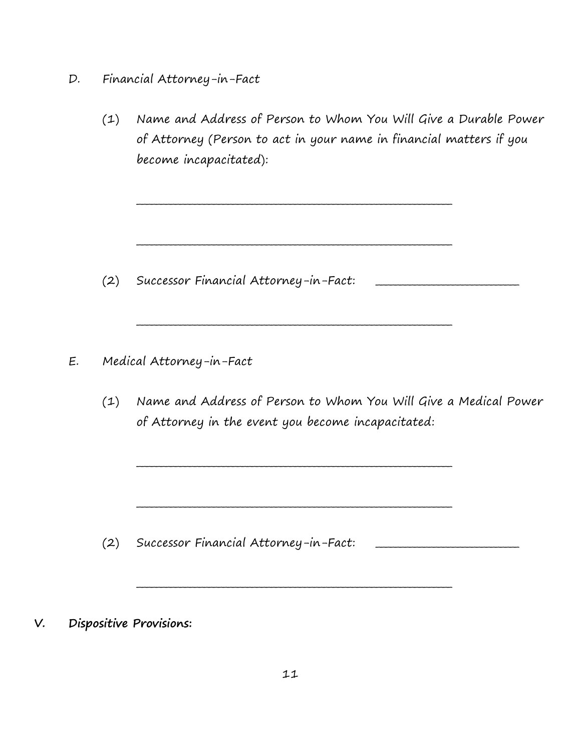D. Financial Attorney-in-Fact

(1) Name and Address of Person to Whom You Will Give a Durable Power of Attorney (Person to act in your name in financial matters if you become incapacitated):

_______________________________________________

_______________________________________________

(2) Successor Financial Attorney-in-Fact: _________________

_______________________________________________

E. Medical Attorney-in-Fact

(1) Name and Address of Person to Whom You Will Give a Medical Power of Attorney in the event you become incapacitated:

_______________________________________________

_______________________________________________

(2) Successor Financial Attorney-in-Fact: _________________

_______________________________________________

**V. Dispositive Provisions:**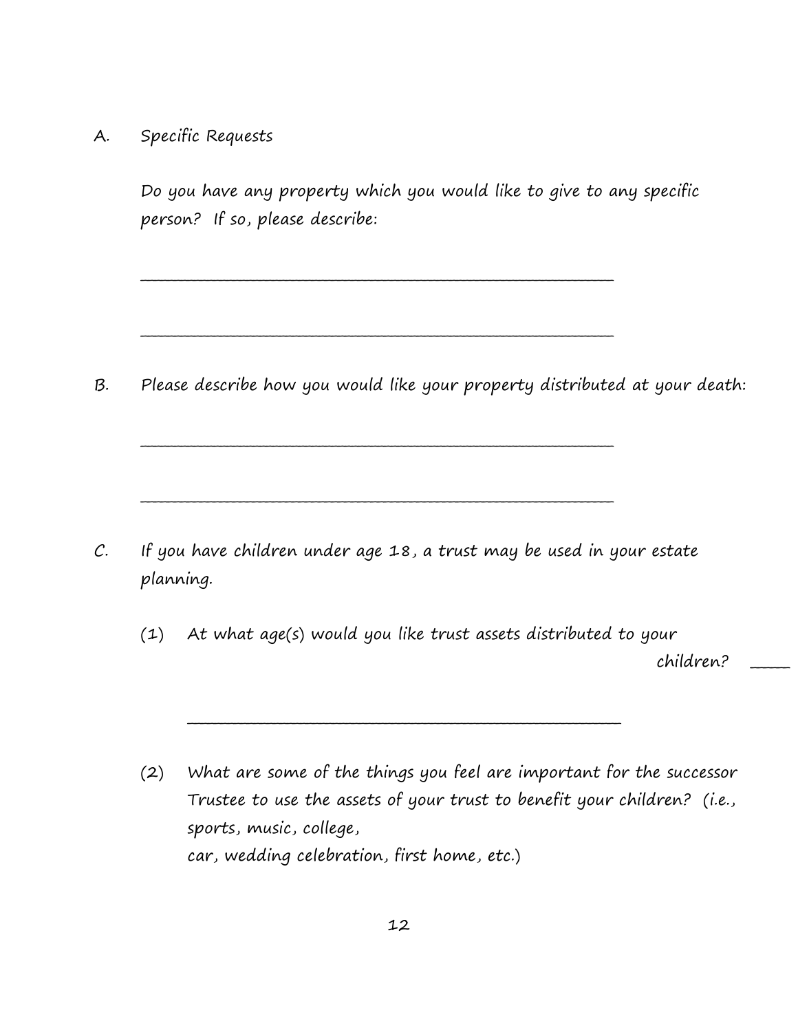A. Specific Requests

Do you have any property which you would like to give to any specific person? If so, please describe:

______________________________________________________________

______________________________________________________________

B. Please describe how you would like your property distributed at your death:

______________________________________________________________

______________________________________________________________

C. If you have children under age 18, a trust may be used in your estate planning.

(1) At what age(s) would you like trust assets distributed to your children? ____

______________________________________________________

(2) What are some of the things you feel are important for the successor Trustee to use the assets of your trust to benefit your children? (i.e., sports, music, college,
car, wedding celebration, first home, etc.)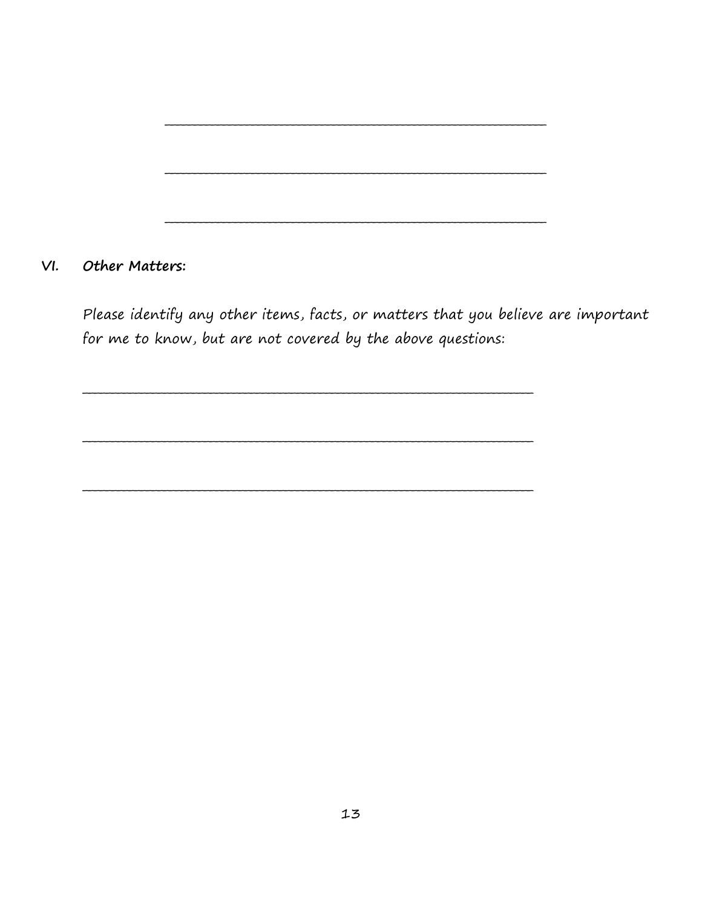\_\_\_\_\_\_\_\_\_\_\_\_\_\_\_\_\_\_\_\_\_\_\_\_\_\_\_\_\_\_\_\_\_\_\_\_\_\_\_\_\_\_\_\_\_\_\_\_\_\_\_\_\_\_

\_\_\_\_\_\_\_\_\_\_\_\_\_\_\_\_\_\_\_\_\_\_\_\_\_\_\_\_\_\_\_\_\_\_\_\_\_\_\_\_\_\_\_\_\_\_\_\_\_\_\_\_\_\_

\_\_\_\_\_\_\_\_\_\_\_\_\_\_\_\_\_\_\_\_\_\_\_\_\_\_\_\_\_\_\_\_\_\_\_\_\_\_\_\_\_\_\_\_\_\_\_\_\_\_\_\_\_\_

## VI. Other Matters:

*Please identify any other items, facts, or matters that you believe are important for me to know, but are not covered by the above questions:*

\_\_\_\_\_\_\_\_\_\_\_\_\_\_\_\_\_\_\_\_\_\_\_\_\_\_\_\_\_\_\_\_\_\_\_\_\_\_\_\_\_\_\_\_\_\_\_\_\_\_\_\_\_\_\_\_\_\_\_\_

\_\_\_\_\_\_\_\_\_\_\_\_\_\_\_\_\_\_\_\_\_\_\_\_\_\_\_\_\_\_\_\_\_\_\_\_\_\_\_\_\_\_\_\_\_\_\_\_\_\_\_\_\_\_\_\_\_\_\_\_

\_\_\_\_\_\_\_\_\_\_\_\_\_\_\_\_\_\_\_\_\_\_\_\_\_\_\_\_\_\_\_\_\_\_\_\_\_\_\_\_\_\_\_\_\_\_\_\_\_\_\_\_\_\_\_\_\_\_\_\_